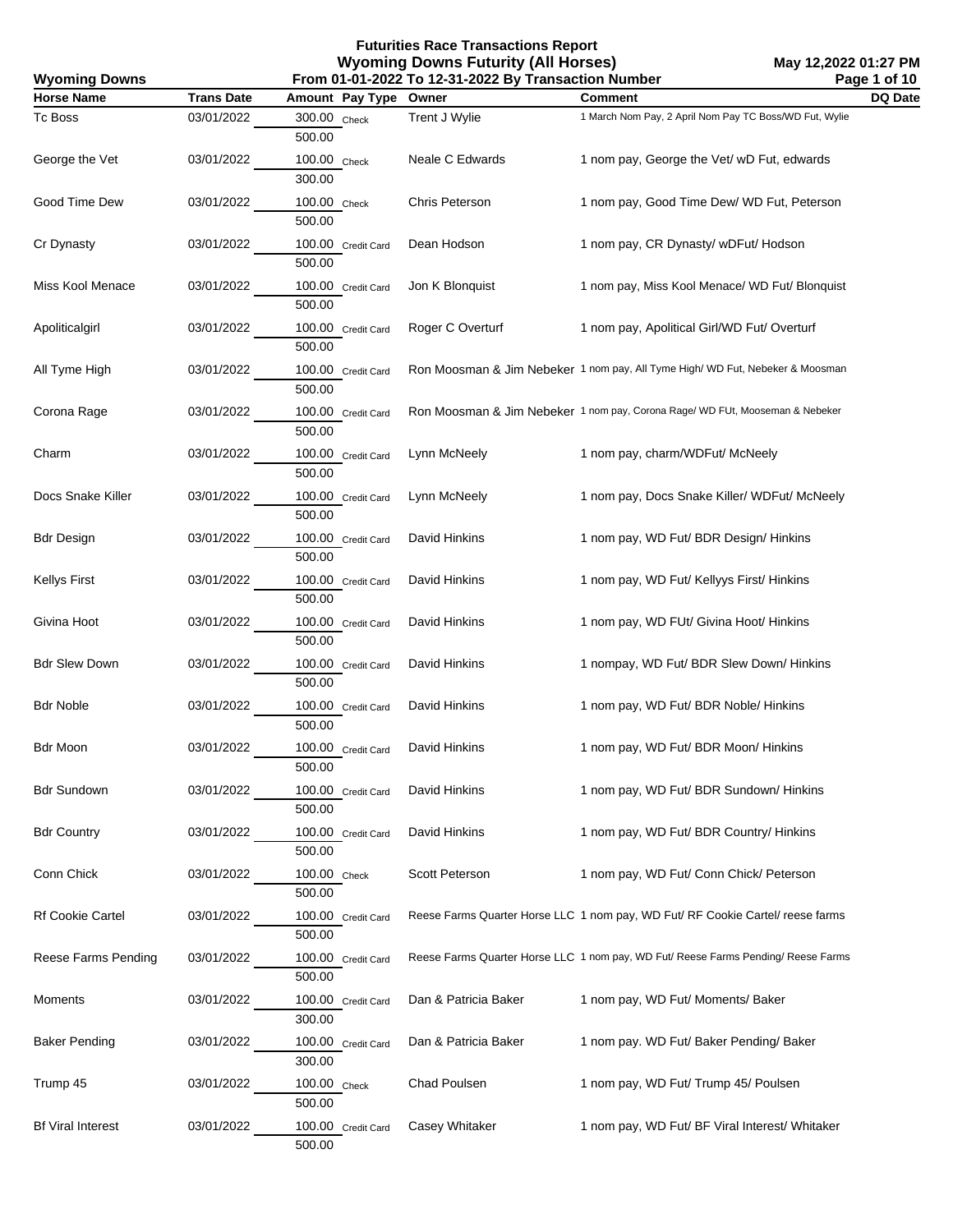# Futurities Race Transactions Report

## Wyoming Downs Futurity (All Horses)

### From 01-01-2022 To 12-31-2022 By Transaction Number

Wyoming Downs — May 12,2022 01:27 PM

| Horse Name | Trans Date | Amount | Pay Type | Owner | Comment | DQ Date |
|---|---|---|---|---|---|---|
| Tc Boss | 03/01/2022 | 300.00 / 500.00 | Check | Trent J Wylie | 1 March Nom Pay, 2 April Nom Pay TC Boss/WD Fut, Wylie | |
| George the Vet | 03/01/2022 | 100.00 / 300.00 | Check | Neale C Edwards | 1 nom pay, George the Vet/ wD Fut, edwards | |
| Good Time Dew | 03/01/2022 | 100.00 / 500.00 | Check | Chris Peterson | 1 nom pay, Good Time Dew/ WD Fut, Peterson | |
| Cr Dynasty | 03/01/2022 | 100.00 / 500.00 | Credit Card | Dean Hodson | 1 nom pay, CR Dynasty/ wDFut/ Hodson | |
| Miss Kool Menace | 03/01/2022 | 100.00 / 500.00 | Credit Card | Jon K Blonquist | 1 nom pay, Miss Kool Menace/ WD Fut/ Blonquist | |
| Apoliticalgirl | 03/01/2022 | 100.00 / 500.00 | Credit Card | Roger C Overturf | 1 nom pay, Apolitical Girl/WD Fut/ Overturf | |
| All Tyme High | 03/01/2022 | 100.00 / 500.00 | Credit Card | Ron Moosman & Jim Nebeker | 1 nom pay, All Tyme High/ WD Fut, Nebeker & Moosman | |
| Corona Rage | 03/01/2022 | 100.00 / 500.00 | Credit Card | Ron Moosman & Jim Nebeker | 1 nom pay, Corona Rage/ WD FUt, Mooseman & Nebeker | |
| Charm | 03/01/2022 | 100.00 / 500.00 | Credit Card | Lynn McNeely | 1 nom pay, charm/WDFut/ McNeely | |
| Docs Snake Killer | 03/01/2022 | 100.00 / 500.00 | Credit Card | Lynn McNeely | 1 nom pay, Docs Snake Killer/ WDFut/ McNeely | |
| Bdr Design | 03/01/2022 | 100.00 / 500.00 | Credit Card | David Hinkins | 1 nom pay, WD Fut/ BDR Design/ Hinkins | |
| Kellys First | 03/01/2022 | 100.00 / 500.00 | Credit Card | David Hinkins | 1 nom pay, WD Fut/ Kellyys First/ Hinkins | |
| Givina Hoot | 03/01/2022 | 100.00 / 500.00 | Credit Card | David Hinkins | 1 nom pay, WD FUt/ Givina Hoot/ Hinkins | |
| Bdr Slew Down | 03/01/2022 | 100.00 / 500.00 | Credit Card | David Hinkins | 1 nompay, WD Fut/ BDR Slew Down/ Hinkins | |
| Bdr Noble | 03/01/2022 | 100.00 / 500.00 | Credit Card | David Hinkins | 1 nom pay, WD Fut/ BDR Noble/ Hinkins | |
| Bdr Moon | 03/01/2022 | 100.00 / 500.00 | Credit Card | David Hinkins | 1 nom pay, WD Fut/ BDR Moon/ Hinkins | |
| Bdr Sundown | 03/01/2022 | 100.00 / 500.00 | Credit Card | David Hinkins | 1 nom pay, WD Fut/ BDR Sundown/ Hinkins | |
| Bdr Country | 03/01/2022 | 100.00 / 500.00 | Credit Card | David Hinkins | 1 nom pay, WD Fut/ BDR Country/ Hinkins | |
| Conn Chick | 03/01/2022 | 100.00 / 500.00 | Check | Scott Peterson | 1 nom pay, WD Fut/ Conn Chick/ Peterson | |
| Rf Cookie Cartel | 03/01/2022 | 100.00 / 500.00 | Credit Card | Reese Farms Quarter Horse LLC | 1 nom pay, WD Fut/ RF Cookie Cartel/ reese farms | |
| Reese Farms Pending | 03/01/2022 | 100.00 / 500.00 | Credit Card | Reese Farms Quarter Horse LLC | 1 nom pay, WD Fut/ Reese Farms Pending/ Reese Farms | |
| Moments | 03/01/2022 | 100.00 / 300.00 | Credit Card | Dan & Patricia Baker | 1 nom pay, WD Fut/ Moments/ Baker | |
| Baker Pending | 03/01/2022 | 100.00 / 300.00 | Credit Card | Dan & Patricia Baker | 1 nom pay. WD Fut/ Baker Pending/ Baker | |
| Trump 45 | 03/01/2022 | 100.00 / 500.00 | Check | Chad Poulsen | 1 nom pay, WD Fut/ Trump 45/ Poulsen | |
| Bf Viral Interest | 03/01/2022 | 100.00 / 500.00 | Credit Card | Casey Whitaker | 1 nom pay, WD Fut/ BF Viral Interest/ Whitaker | |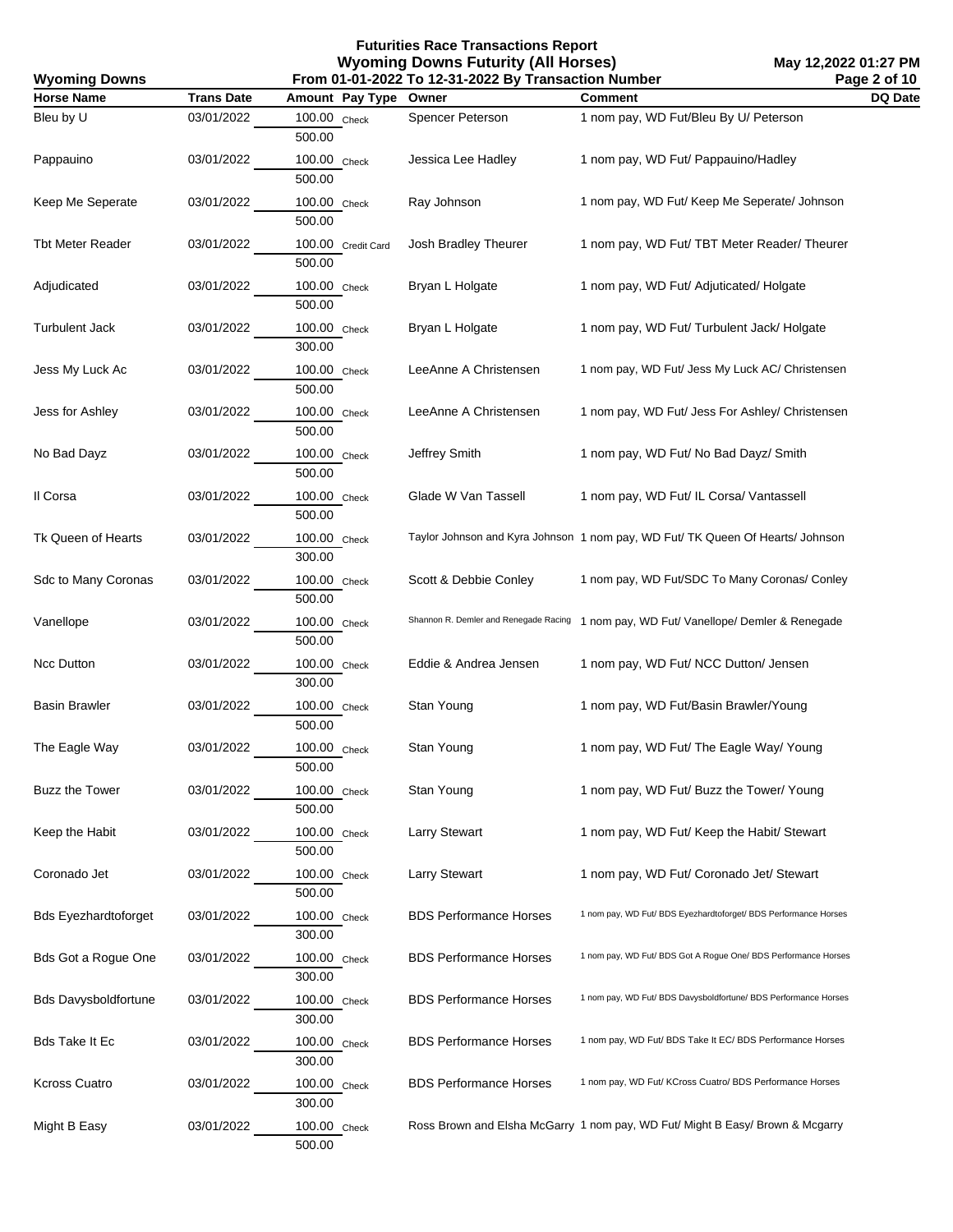# Futurities Race Transactions Report
## Wyoming Downs Futurity (All Horses)
### From 01-01-2022 To 12-31-2022 By Transaction Number

Wyoming Downs

May 12,2022 01:27 PM

| Horse Name | Trans Date | Amount | Pay Type | Owner | Comment | DQ Date |
|---|---|---|---|---|---|---|
| Bleu by U | 03/01/2022 | 100.00<br>500.00 | Check | Spencer Peterson | 1 nom pay, WD Fut/Bleu By U/ Peterson | |
| Pappauino | 03/01/2022 | 100.00<br>500.00 | Check | Jessica Lee Hadley | 1 nom pay, WD Fut/ Pappauino/Hadley | |
| Keep Me Seperate | 03/01/2022 | 100.00<br>500.00 | Check | Ray Johnson | 1 nom pay, WD Fut/ Keep Me Seperate/ Johnson | |
| Tbt Meter Reader | 03/01/2022 | 100.00<br>500.00 | Credit Card | Josh Bradley Theurer | 1 nom pay, WD Fut/ TBT Meter Reader/ Theurer | |
| Adjudicated | 03/01/2022 | 100.00<br>500.00 | Check | Bryan L Holgate | 1 nom pay, WD Fut/ Adjuticated/ Holgate | |
| Turbulent Jack | 03/01/2022 | 100.00<br>300.00 | Check | Bryan L Holgate | 1 nom pay, WD Fut/ Turbulent Jack/ Holgate | |
| Jess My Luck Ac | 03/01/2022 | 100.00<br>500.00 | Check | LeeAnne A Christensen | 1 nom pay, WD Fut/ Jess My Luck AC/ Christensen | |
| Jess for Ashley | 03/01/2022 | 100.00<br>500.00 | Check | LeeAnne A Christensen | 1 nom pay, WD Fut/ Jess For Ashley/ Christensen | |
| No Bad Dayz | 03/01/2022 | 100.00<br>500.00 | Check | Jeffrey Smith | 1 nom pay, WD Fut/ No Bad Dayz/ Smith | |
| Il Corsa | 03/01/2022 | 100.00<br>500.00 | Check | Glade W Van Tassell | 1 nom pay, WD Fut/ IL Corsa/ Vantassell | |
| Tk Queen of Hearts | 03/01/2022 | 100.00<br>300.00 | Check | Taylor Johnson and Kyra Johnson | 1 nom pay, WD Fut/ TK Queen Of Hearts/ Johnson | |
| Sdc to Many Coronas | 03/01/2022 | 100.00<br>500.00 | Check | Scott & Debbie Conley | 1 nom pay, WD Fut/SDC To Many Coronas/ Conley | |
| Vanellope | 03/01/2022 | 100.00<br>500.00 | Check | Shannon R. Demler and Renegade Racing | 1 nom pay, WD Fut/ Vanellope/ Demler & Renegade | |
| Ncc Dutton | 03/01/2022 | 100.00<br>300.00 | Check | Eddie & Andrea Jensen | 1 nom pay, WD Fut/ NCC Dutton/ Jensen | |
| Basin Brawler | 03/01/2022 | 100.00<br>500.00 | Check | Stan Young | 1 nom pay, WD Fut/Basin Brawler/Young | |
| The Eagle Way | 03/01/2022 | 100.00<br>500.00 | Check | Stan Young | 1 nom pay, WD Fut/ The Eagle Way/ Young | |
| Buzz the Tower | 03/01/2022 | 100.00<br>500.00 | Check | Stan Young | 1 nom pay, WD Fut/ Buzz the Tower/ Young | |
| Keep the Habit | 03/01/2022 | 100.00<br>500.00 | Check | Larry Stewart | 1 nom pay, WD Fut/ Keep the Habit/ Stewart | |
| Coronado Jet | 03/01/2022 | 100.00<br>500.00 | Check | Larry Stewart | 1 nom pay, WD Fut/ Coronado Jet/ Stewart | |
| Bds Eyezhardtoforget | 03/01/2022 | 100.00<br>300.00 | Check | BDS Performance Horses | 1 nom pay, WD Fut/ BDS Eyezhardtoforget/ BDS Performance Horses | |
| Bds Got a Rogue One | 03/01/2022 | 100.00<br>300.00 | Check | BDS Performance Horses | 1 nom pay, WD Fut/ BDS Got A Rogue One/ BDS Performance Horses | |
| Bds Davysboldfortune | 03/01/2022 | 100.00<br>300.00 | Check | BDS Performance Horses | 1 nom pay, WD Fut/ BDS Davysboldfortune/ BDS Performance Horses | |
| Bds Take It Ec | 03/01/2022 | 100.00<br>300.00 | Check | BDS Performance Horses | 1 nom pay, WD Fut/ BDS Take It EC/ BDS Performance Horses | |
| Kcross Cuatro | 03/01/2022 | 100.00<br>300.00 | Check | BDS Performance Horses | 1 nom pay, WD Fut/ KCross Cuatro/ BDS Performance Horses | |
| Might B Easy | 03/01/2022 | 100.00<br>500.00 | Check | Ross Brown and Elsha McGarry | 1 nom pay, WD Fut/ Might B Easy/ Brown & Mcgarry | |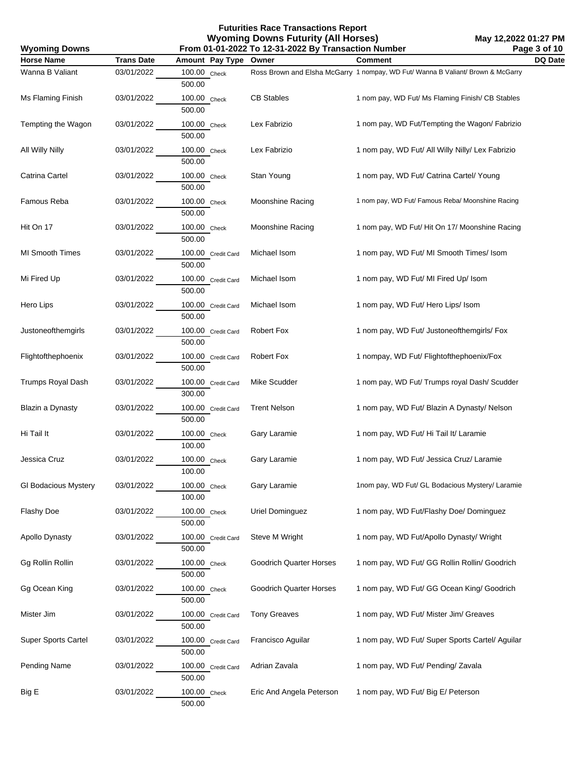# Futurities Race Transactions Report
## Wyoming Downs Futurity (All Horses)
### From 01-01-2022 To 12-31-2022 By Transaction Number

Wyoming Downs — May 12,2022 01:27 PM

| Horse Name | Trans Date | Amount | Pay Type | Owner | Comment | DQ Date |
|---|---|---|---|---|---|---|
| Wanna B Valiant | 03/01/2022 | 100.00 / 500.00 | Check | Ross Brown and Elsha McGarry | 1 nompay, WD Fut/ Wanna B Valiant/ Brown & McGarry | |
| Ms Flaming Finish | 03/01/2022 | 100.00 / 500.00 | Check | CB Stables | 1 nom pay, WD Fut/ Ms Flaming Finish/ CB Stables | |
| Tempting the Wagon | 03/01/2022 | 100.00 / 500.00 | Check | Lex Fabrizio | 1 nom pay, WD Fut/Tempting the Wagon/ Fabrizio | |
| All Willy Nilly | 03/01/2022 | 100.00 / 500.00 | Check | Lex Fabrizio | 1 nom pay, WD Fut/ All Willy Nilly/ Lex Fabrizio | |
| Catrina Cartel | 03/01/2022 | 100.00 / 500.00 | Check | Stan Young | 1 nom pay, WD Fut/ Catrina Cartel/ Young | |
| Famous Reba | 03/01/2022 | 100.00 / 500.00 | Check | Moonshine Racing | 1 nom pay, WD Fut/ Famous Reba/ Moonshine Racing | |
| Hit On 17 | 03/01/2022 | 100.00 / 500.00 | Check | Moonshine Racing | 1 nom pay, WD Fut/ Hit On 17/ Moonshine Racing | |
| MI Smooth Times | 03/01/2022 | 100.00 / 500.00 | Credit Card | Michael Isom | 1 nom pay, WD Fut/ MI Smooth Times/ Isom | |
| Mi Fired Up | 03/01/2022 | 100.00 / 500.00 | Credit Card | Michael Isom | 1 nom pay, WD Fut/ MI Fired Up/ Isom | |
| Hero Lips | 03/01/2022 | 100.00 / 500.00 | Credit Card | Michael Isom | 1 nom pay, WD Fut/ Hero Lips/ Isom | |
| Justoneofthemgirls | 03/01/2022 | 100.00 / 500.00 | Credit Card | Robert Fox | 1 nom pay, WD Fut/ Justoneofthemgirls/ Fox | |
| Flightofthephoenix | 03/01/2022 | 100.00 / 500.00 | Credit Card | Robert Fox | 1 nompay, WD Fut/ Flightofthephoenix/Fox | |
| Trumps Royal Dash | 03/01/2022 | 100.00 / 300.00 | Credit Card | Mike Scudder | 1 nom pay, WD Fut/ Trumps royal Dash/ Scudder | |
| Blazin a Dynasty | 03/01/2022 | 100.00 / 500.00 | Credit Card | Trent Nelson | 1 nom pay, WD Fut/ Blazin A Dynasty/ Nelson | |
| Hi Tail It | 03/01/2022 | 100.00 / 100.00 | Check | Gary Laramie | 1 nom pay, WD Fut/ Hi Tail It/ Laramie | |
| Jessica Cruz | 03/01/2022 | 100.00 / 100.00 | Check | Gary Laramie | 1 nom pay, WD Fut/ Jessica Cruz/ Laramie | |
| Gl Bodacious Mystery | 03/01/2022 | 100.00 / 100.00 | Check | Gary Laramie | 1nom pay, WD Fut/ GL Bodacious Mystery/ Laramie | |
| Flashy Doe | 03/01/2022 | 100.00 / 500.00 | Check | Uriel Dominguez | 1 nom pay, WD Fut/Flashy Doe/ Dominguez | |
| Apollo Dynasty | 03/01/2022 | 100.00 / 500.00 | Credit Card | Steve M Wright | 1 nom pay, WD Fut/Apollo Dynasty/ Wright | |
| Gg Rollin Rollin | 03/01/2022 | 100.00 / 500.00 | Check | Goodrich Quarter Horses | 1 nom pay, WD Fut/ GG Rollin Rollin/ Goodrich | |
| Gg Ocean King | 03/01/2022 | 100.00 / 500.00 | Check | Goodrich Quarter Horses | 1 nom pay, WD Fut/ GG Ocean King/ Goodrich | |
| Mister Jim | 03/01/2022 | 100.00 / 500.00 | Credit Card | Tony Greaves | 1 nom pay, WD Fut/ Mister Jim/ Greaves | |
| Super Sports Cartel | 03/01/2022 | 100.00 / 500.00 | Credit Card | Francisco Aguilar | 1 nom pay, WD Fut/ Super Sports Cartel/ Aguilar | |
| Pending Name | 03/01/2022 | 100.00 / 500.00 | Credit Card | Adrian Zavala | 1 nom pay, WD Fut/ Pending/ Zavala | |
| Big E | 03/01/2022 | 100.00 / 500.00 | Check | Eric And Angela Peterson | 1 nom pay, WD Fut/ Big E/ Peterson | |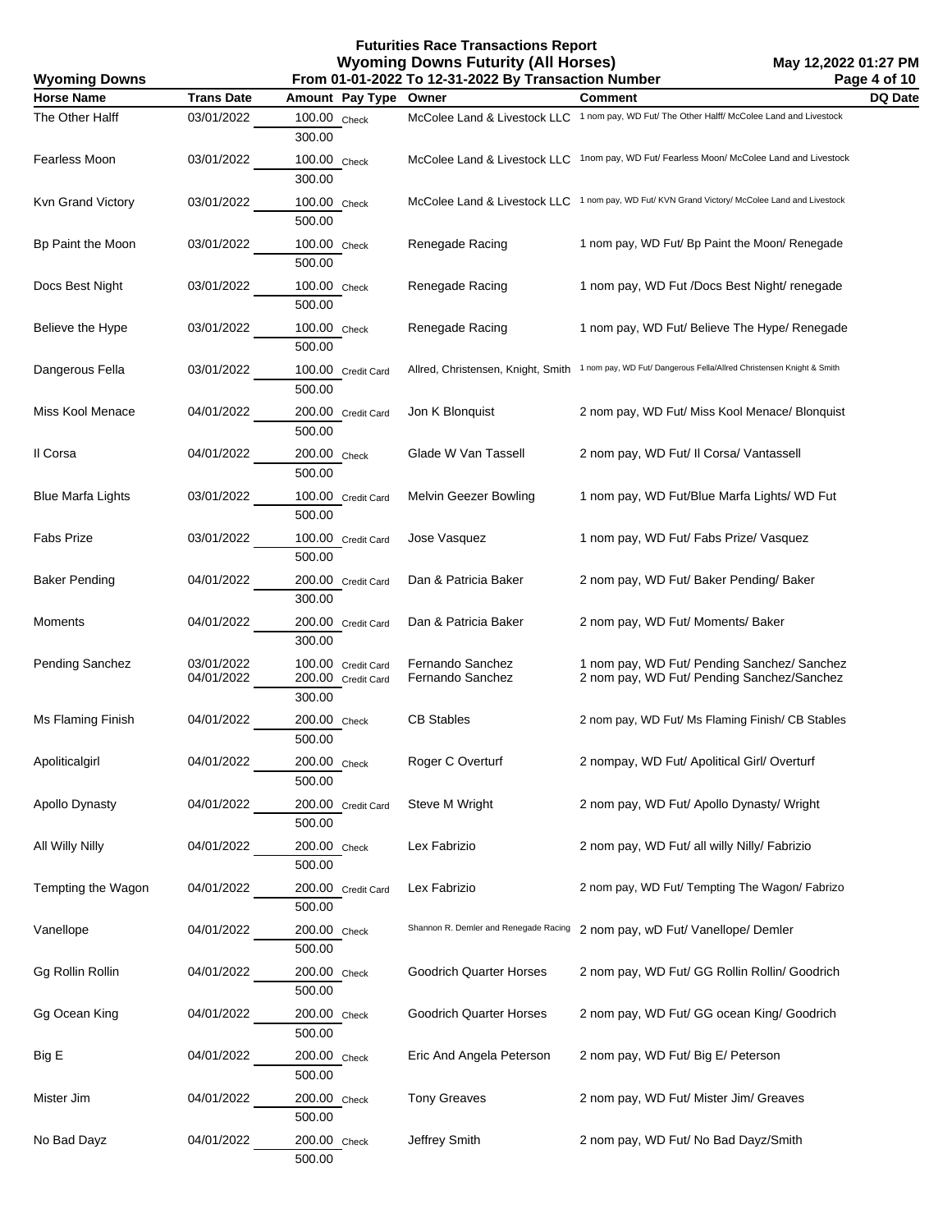# Futurities Race Transactions Report

## Wyoming Downs Futurity (All Horses)

**Wyoming Downs** — **From 01-01-2022 To 12-31-2022 By Transaction Number** — **May 12,2022 01:27 PM**

| Horse Name | Trans Date | Amount | Pay Type | Owner | Comment | DQ Date |
|---|---|---|---|---|---|---|
| The Other Halff | 03/01/2022 | 100.00 | Check | McColee Land & Livestock LLC | 1 nom pay, WD Fut/ The Other Halff/ McColee Land and Livestock | |
| | | 300.00 | | | | |
| Fearless Moon | 03/01/2022 | 100.00 | Check | McColee Land & Livestock LLC | 1nom pay, WD Fut/ Fearless Moon/ McColee Land and Livestock | |
| | | 300.00 | | | | |
| Kvn Grand Victory | 03/01/2022 | 100.00 | Check | McColee Land & Livestock LLC | 1 nom pay, WD Fut/ KVN Grand Victory/ McColee Land and Livestock | |
| | | 500.00 | | | | |
| Bp Paint the Moon | 03/01/2022 | 100.00 | Check | Renegade Racing | 1 nom pay, WD Fut/ Bp Paint the Moon/ Renegade | |
| | | 500.00 | | | | |
| Docs Best Night | 03/01/2022 | 100.00 | Check | Renegade Racing | 1 nom pay, WD Fut /Docs Best Night/ renegade | |
| | | 500.00 | | | | |
| Believe the Hype | 03/01/2022 | 100.00 | Check | Renegade Racing | 1 nom pay, WD Fut/ Believe The Hype/ Renegade | |
| | | 500.00 | | | | |
| Dangerous Fella | 03/01/2022 | 100.00 | Credit Card | Allred, Christensen, Knight, Smith | 1 nom pay, WD Fut/ Dangerous Fella/Allred Christensen Knight & Smith | |
| | | 500.00 | | | | |
| Miss Kool Menace | 04/01/2022 | 200.00 | Credit Card | Jon K Blonquist | 2 nom pay, WD Fut/ Miss Kool Menace/ Blonquist | |
| | | 500.00 | | | | |
| Il Corsa | 04/01/2022 | 200.00 | Check | Glade W Van Tassell | 2 nom pay, WD Fut/ Il Corsa/ Vantassell | |
| | | 500.00 | | | | |
| Blue Marfa Lights | 03/01/2022 | 100.00 | Credit Card | Melvin Geezer Bowling | 1 nom pay, WD Fut/Blue Marfa Lights/ WD Fut | |
| | | 500.00 | | | | |
| Fabs Prize | 03/01/2022 | 100.00 | Credit Card | Jose Vasquez | 1 nom pay, WD Fut/ Fabs Prize/ Vasquez | |
| | | 500.00 | | | | |
| Baker Pending | 04/01/2022 | 200.00 | Credit Card | Dan & Patricia Baker | 2 nom pay, WD Fut/ Baker Pending/ Baker | |
| | | 300.00 | | | | |
| Moments | 04/01/2022 | 200.00 | Credit Card | Dan & Patricia Baker | 2 nom pay, WD Fut/ Moments/ Baker | |
| | | 300.00 | | | | |
| Pending Sanchez | 03/01/2022 | 100.00 | Credit Card | Fernando Sanchez | 1 nom pay, WD Fut/ Pending Sanchez/ Sanchez | |
| | 04/01/2022 | 200.00 | Credit Card | Fernando Sanchez | 2 nom pay, WD Fut/ Pending Sanchez/Sanchez | |
| | | 300.00 | | | | |
| Ms Flaming Finish | 04/01/2022 | 200.00 | Check | CB Stables | 2 nom pay, WD Fut/ Ms Flaming Finish/ CB Stables | |
| | | 500.00 | | | | |
| Apoliticalgirl | 04/01/2022 | 200.00 | Check | Roger C Overturf | 2 nompay, WD Fut/ Apolitical Girl/ Overturf | |
| | | 500.00 | | | | |
| Apollo Dynasty | 04/01/2022 | 200.00 | Credit Card | Steve M Wright | 2 nom pay, WD Fut/ Apollo Dynasty/ Wright | |
| | | 500.00 | | | | |
| All Willy Nilly | 04/01/2022 | 200.00 | Check | Lex Fabrizio | 2 nom pay, WD Fut/ all willy Nilly/ Fabrizio | |
| | | 500.00 | | | | |
| Tempting the Wagon | 04/01/2022 | 200.00 | Credit Card | Lex Fabrizio | 2 nom pay, WD Fut/ Tempting The Wagon/ Fabrizo | |
| | | 500.00 | | | | |
| Vanellope | 04/01/2022 | 200.00 | Check | Shannon R. Demler and Renegade Racing | 2 nom pay, wD Fut/ Vanellope/ Demler | |
| | | 500.00 | | | | |
| Gg Rollin Rollin | 04/01/2022 | 200.00 | Check | Goodrich Quarter Horses | 2 nom pay, WD Fut/ GG Rollin Rollin/ Goodrich | |
| | | 500.00 | | | | |
| Gg Ocean King | 04/01/2022 | 200.00 | Check | Goodrich Quarter Horses | 2 nom pay, WD Fut/ GG ocean King/ Goodrich | |
| | | 500.00 | | | | |
| Big E | 04/01/2022 | 200.00 | Check | Eric And Angela Peterson | 2 nom pay, WD Fut/ Big E/ Peterson | |
| | | 500.00 | | | | |
| Mister Jim | 04/01/2022 | 200.00 | Check | Tony Greaves | 2 nom pay, WD Fut/ Mister Jim/ Greaves | |
| | | 500.00 | | | | |
| No Bad Dayz | 04/01/2022 | 200.00 | Check | Jeffrey Smith | 2 nom pay, WD Fut/ No Bad Dayz/Smith | |
| | | 500.00 | | | | |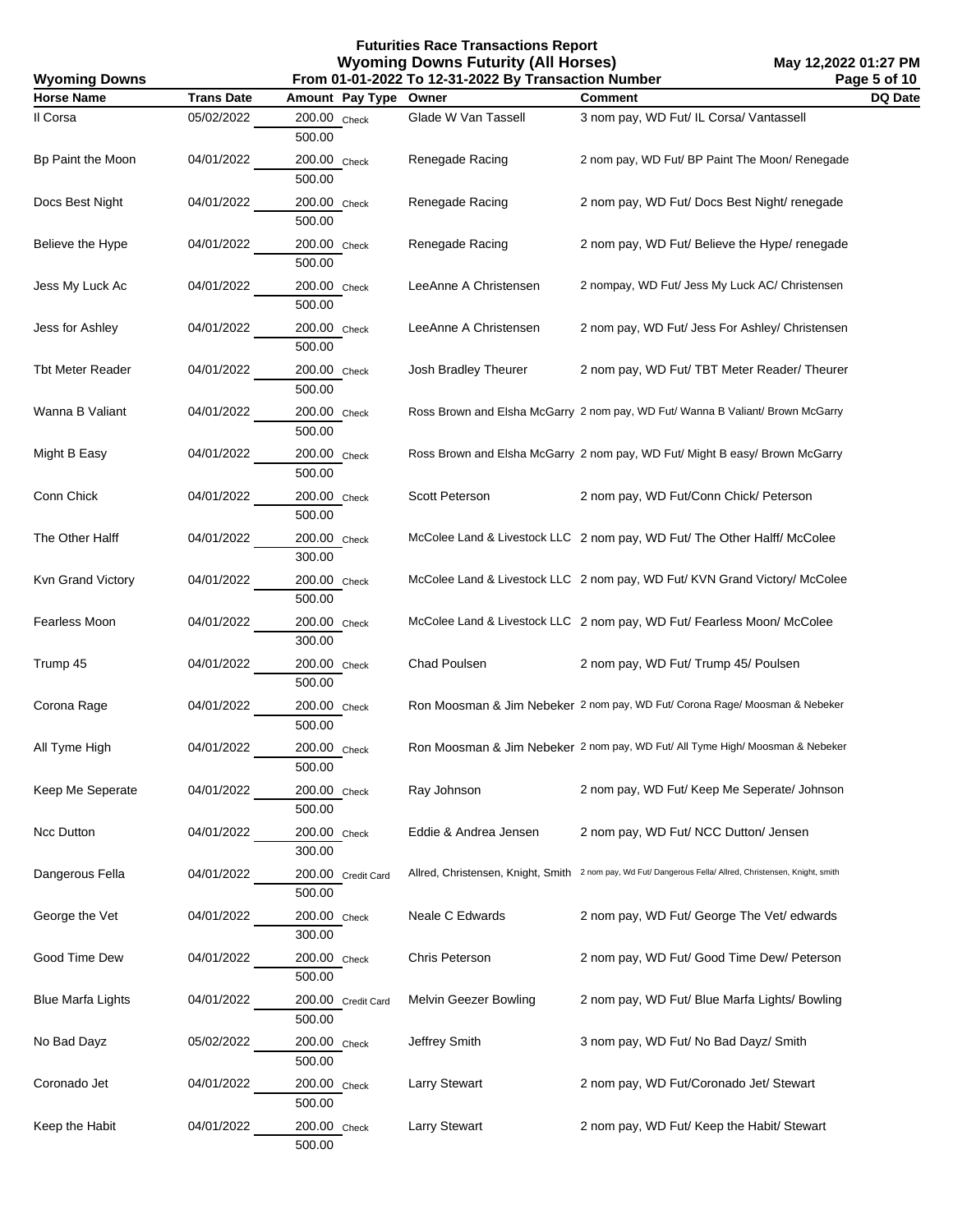# Futurities Race Transactions Report
## Wyoming Downs Futurity (All Horses)
### From 01-01-2022 To 12-31-2022 By Transaction Number

Wyoming Downs

May 12,2022 01:27 PM

| Horse Name | Trans Date | Amount | Pay Type | Owner | Comment | DQ Date |
|---|---|---|---|---|---|---|
| Il Corsa | 05/02/2022 | 200.00<br>500.00 | Check | Glade W Van Tassell | 3 nom pay, WD Fut/ IL Corsa/ Vantassell | |
| Bp Paint the Moon | 04/01/2022 | 200.00<br>500.00 | Check | Renegade Racing | 2 nom pay, WD Fut/ BP Paint The Moon/ Renegade | |
| Docs Best Night | 04/01/2022 | 200.00<br>500.00 | Check | Renegade Racing | 2 nom pay, WD Fut/ Docs Best Night/ renegade | |
| Believe the Hype | 04/01/2022 | 200.00<br>500.00 | Check | Renegade Racing | 2 nom pay, WD Fut/ Believe the Hype/ renegade | |
| Jess My Luck Ac | 04/01/2022 | 200.00<br>500.00 | Check | LeeAnne A Christensen | 2 nompay, WD Fut/ Jess My Luck AC/ Christensen | |
| Jess for Ashley | 04/01/2022 | 200.00<br>500.00 | Check | LeeAnne A Christensen | 2 nom pay, WD Fut/ Jess For Ashley/ Christensen | |
| Tbt Meter Reader | 04/01/2022 | 200.00<br>500.00 | Check | Josh Bradley Theurer | 2 nom pay, WD Fut/ TBT Meter Reader/ Theurer | |
| Wanna B Valiant | 04/01/2022 | 200.00<br>500.00 | Check | Ross Brown and Elsha McGarry | 2 nom pay, WD Fut/ Wanna B Valiant/ Brown McGarry | |
| Might B Easy | 04/01/2022 | 200.00<br>500.00 | Check | Ross Brown and Elsha McGarry | 2 nom pay, WD Fut/ Might B easy/ Brown McGarry | |
| Conn Chick | 04/01/2022 | 200.00<br>500.00 | Check | Scott Peterson | 2 nom pay, WD Fut/Conn Chick/ Peterson | |
| The Other Halff | 04/01/2022 | 200.00<br>300.00 | Check | McColee Land & Livestock LLC | 2 nom pay, WD Fut/ The Other Halff/ McColee | |
| Kvn Grand Victory | 04/01/2022 | 200.00<br>500.00 | Check | McColee Land & Livestock LLC | 2 nom pay, WD Fut/ KVN Grand Victory/ McColee | |
| Fearless Moon | 04/01/2022 | 200.00<br>300.00 | Check | McColee Land & Livestock LLC | 2 nom pay, WD Fut/ Fearless Moon/ McColee | |
| Trump 45 | 04/01/2022 | 200.00<br>500.00 | Check | Chad Poulsen | 2 nom pay, WD Fut/ Trump 45/ Poulsen | |
| Corona Rage | 04/01/2022 | 200.00<br>500.00 | Check | Ron Moosman & Jim Nebeker | 2 nom pay, WD Fut/ Corona Rage/ Moosman & Nebeker | |
| All Tyme High | 04/01/2022 | 200.00<br>500.00 | Check | Ron Moosman & Jim Nebeker | 2 nom pay, WD Fut/ All Tyme High/ Moosman & Nebeker | |
| Keep Me Seperate | 04/01/2022 | 200.00<br>500.00 | Check | Ray Johnson | 2 nom pay, WD Fut/ Keep Me Seperate/ Johnson | |
| Ncc Dutton | 04/01/2022 | 200.00<br>300.00 | Check | Eddie & Andrea Jensen | 2 nom pay, WD Fut/ NCC Dutton/ Jensen | |
| Dangerous Fella | 04/01/2022 | 200.00<br>500.00 | Credit Card | Allred, Christensen, Knight, Smith | 2 nom pay, Wd Fut/ Dangerous Fella/ Allred, Christensen, Knight, smith | |
| George the Vet | 04/01/2022 | 200.00<br>300.00 | Check | Neale C Edwards | 2 nom pay, WD Fut/ George The Vet/ edwards | |
| Good Time Dew | 04/01/2022 | 200.00<br>500.00 | Check | Chris Peterson | 2 nom pay, WD Fut/ Good Time Dew/ Peterson | |
| Blue Marfa Lights | 04/01/2022 | 200.00<br>500.00 | Credit Card | Melvin Geezer Bowling | 2 nom pay, WD Fut/ Blue Marfa Lights/ Bowling | |
| No Bad Dayz | 05/02/2022 | 200.00<br>500.00 | Check | Jeffrey Smith | 3 nom pay, WD Fut/ No Bad Dayz/ Smith | |
| Coronado Jet | 04/01/2022 | 200.00<br>500.00 | Check | Larry Stewart | 2 nom pay, WD Fut/Coronado Jet/ Stewart | |
| Keep the Habit | 04/01/2022 | 200.00<br>500.00 | Check | Larry Stewart | 2 nom pay, WD Fut/ Keep the Habit/ Stewart | |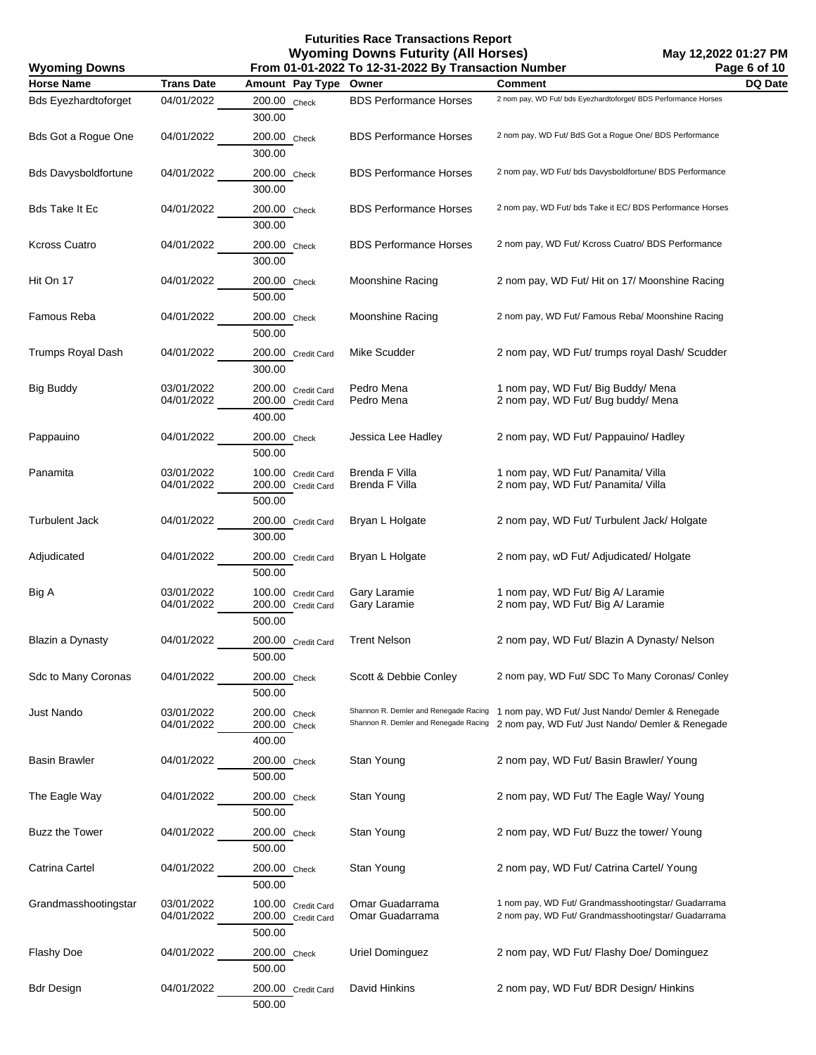# Futurities Race Transactions Report

## Wyoming Downs Futurity (All Horses)

Wyoming Downs

From 01-01-2022 To 12-31-2022 By Transaction Number

May 12,2022 01:27 PM

| Horse Name | Trans Date | Amount | Pay Type | Owner | Comment | DQ Date |
|---|---|---|---|---|---|---|
| Bds Eyezhardtoforget | 04/01/2022 | 200.00 | Check | BDS Performance Horses | 2 nom pay, WD Fut/ bds Eyezhardtoforget/ BDS Performance Horses | |
| | | 300.00 | | | | |
| Bds Got a Rogue One | 04/01/2022 | 200.00 | Check | BDS Performance Horses | 2 nom pay, WD Fut/ BdS Got a Rogue One/ BDS Performance | |
| | | 300.00 | | | | |
| Bds Davysboldfortune | 04/01/2022 | 200.00 | Check | BDS Performance Horses | 2 nom pay, WD Fut/ bds Davysboldfortune/ BDS Performance | |
| | | 300.00 | | | | |
| Bds Take It Ec | 04/01/2022 | 200.00 | Check | BDS Performance Horses | 2 nom pay, WD Fut/ bds Take it EC/ BDS Performance Horses | |
| | | 300.00 | | | | |
| Kcross Cuatro | 04/01/2022 | 200.00 | Check | BDS Performance Horses | 2 nom pay, WD Fut/ Kcross Cuatro/ BDS Performance | |
| | | 300.00 | | | | |
| Hit On 17 | 04/01/2022 | 200.00 | Check | Moonshine Racing | 2 nom pay, WD Fut/ Hit on 17/ Moonshine Racing | |
| | | 500.00 | | | | |
| Famous Reba | 04/01/2022 | 200.00 | Check | Moonshine Racing | 2 nom pay, WD Fut/ Famous Reba/ Moonshine Racing | |
| | | 500.00 | | | | |
| Trumps Royal Dash | 04/01/2022 | 200.00 | Credit Card | Mike Scudder | 2 nom pay, WD Fut/ trumps royal Dash/ Scudder | |
| | | 300.00 | | | | |
| Big Buddy | 03/01/2022 | 200.00 | Credit Card | Pedro Mena | 1 nom pay, WD Fut/ Big Buddy/ Mena | |
| | 04/01/2022 | 200.00 | Credit Card | Pedro Mena | 2 nom pay, WD Fut/ Bug buddy/ Mena | |
| | | 400.00 | | | | |
| Pappauino | 04/01/2022 | 200.00 | Check | Jessica Lee Hadley | 2 nom pay, WD Fut/ Pappauino/ Hadley | |
| | | 500.00 | | | | |
| Panamita | 03/01/2022 | 100.00 | Credit Card | Brenda F Villa | 1 nom pay, WD Fut/ Panamita/ Villa | |
| | 04/01/2022 | 200.00 | Credit Card | Brenda F Villa | 2 nom pay, WD Fut/ Panamita/ Villa | |
| | | 500.00 | | | | |
| Turbulent Jack | 04/01/2022 | 200.00 | Credit Card | Bryan L Holgate | 2 nom pay, WD Fut/ Turbulent Jack/ Holgate | |
| | | 300.00 | | | | |
| Adjudicated | 04/01/2022 | 200.00 | Credit Card | Bryan L Holgate | 2 nom pay, wD Fut/ Adjudicated/ Holgate | |
| | | 500.00 | | | | |
| Big A | 03/01/2022 | 100.00 | Credit Card | Gary Laramie | 1 nom pay, WD Fut/ Big A/ Laramie | |
| | 04/01/2022 | 200.00 | Credit Card | Gary Laramie | 2 nom pay, WD Fut/ Big A/ Laramie | |
| | | 500.00 | | | | |
| Blazin a Dynasty | 04/01/2022 | 200.00 | Credit Card | Trent Nelson | 2 nom pay, WD Fut/ Blazin A Dynasty/ Nelson | |
| | | 500.00 | | | | |
| Sdc to Many Coronas | 04/01/2022 | 200.00 | Check | Scott & Debbie Conley | 2 nom pay, WD Fut/ SDC To Many Coronas/ Conley | |
| | | 500.00 | | | | |
| Just Nando | 03/01/2022 | 200.00 | Check | Shannon R. Demler and Renegade Racing | 1 nom pay, WD Fut/ Just Nando/ Demler & Renegade | |
| | 04/01/2022 | 200.00 | Check | Shannon R. Demler and Renegade Racing | 2 nom pay, WD Fut/ Just Nando/ Demler & Renegade | |
| | | 400.00 | | | | |
| Basin Brawler | 04/01/2022 | 200.00 | Check | Stan Young | 2 nom pay, WD Fut/ Basin Brawler/ Young | |
| | | 500.00 | | | | |
| The Eagle Way | 04/01/2022 | 200.00 | Check | Stan Young | 2 nom pay, WD Fut/ The Eagle Way/ Young | |
| | | 500.00 | | | | |
| Buzz the Tower | 04/01/2022 | 200.00 | Check | Stan Young | 2 nom pay, WD Fut/ Buzz the tower/ Young | |
| | | 500.00 | | | | |
| Catrina Cartel | 04/01/2022 | 200.00 | Check | Stan Young | 2 nom pay, WD Fut/ Catrina Cartel/ Young | |
| | | 500.00 | | | | |
| Grandmasshootingstar | 03/01/2022 | 100.00 | Credit Card | Omar Guadarrama | 1 nom pay, WD Fut/ Grandmasshootingstar/ Guadarrama | |
| | 04/01/2022 | 200.00 | Credit Card | Omar Guadarrama | 2 nom pay, WD Fut/ Grandmasshootingstar/ Guadarrama | |
| | | 500.00 | | | | |
| Flashy Doe | 04/01/2022 | 200.00 | Check | Uriel Dominguez | 2 nom pay, WD Fut/ Flashy Doe/ Dominguez | |
| | | 500.00 | | | | |
| Bdr Design | 04/01/2022 | 200.00 | Credit Card | David Hinkins | 2 nom pay, WD Fut/ BDR Design/ Hinkins | |
| | | 500.00 | | | | |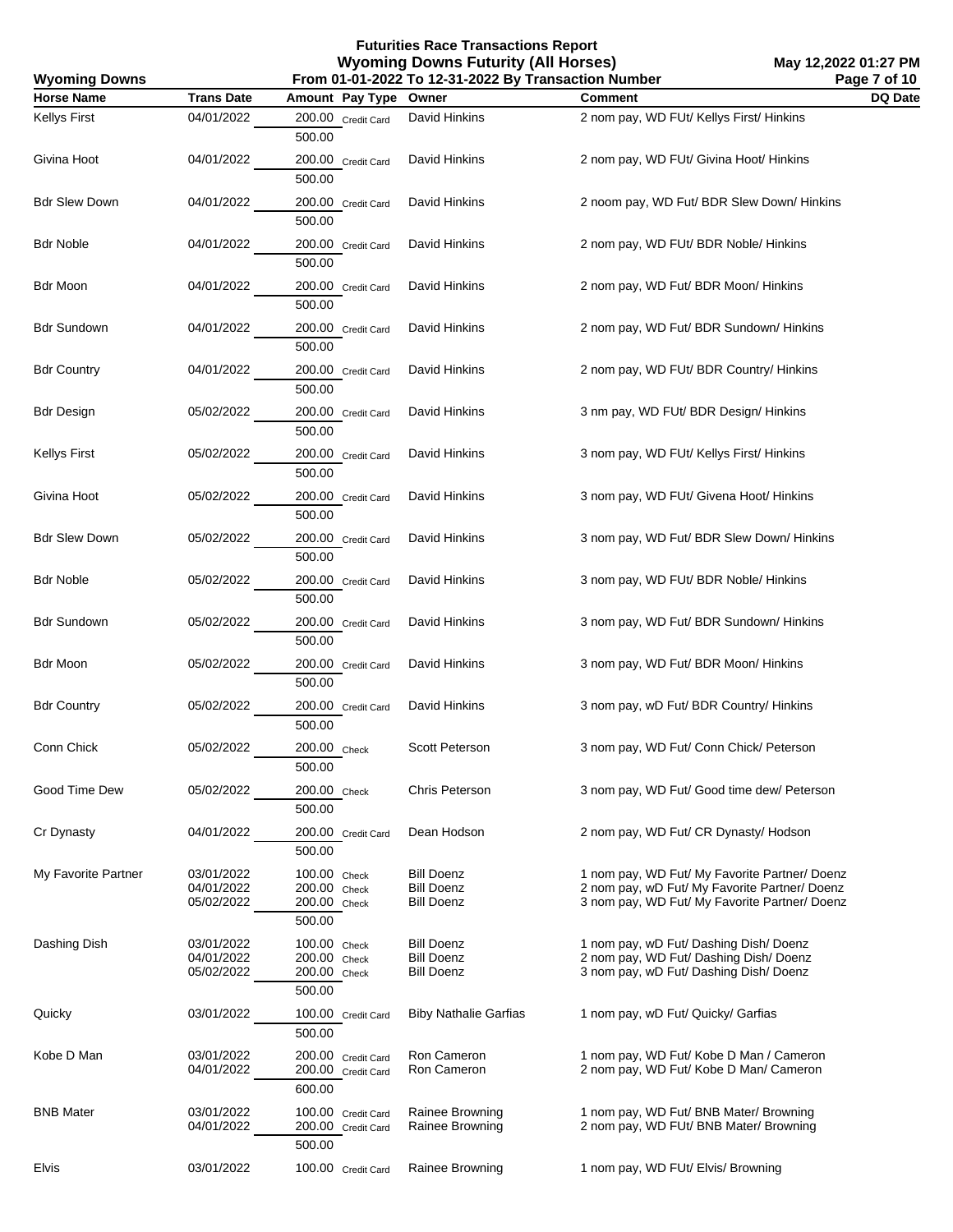# Futurities Race Transactions Report
## Wyoming Downs Futurity (All Horses)
### From 01-01-2022 To 12-31-2022 By Transaction Number

Wyoming Downs — May 12,2022 01:27 PM

| Horse Name | Trans Date | Amount | Pay Type | Owner | Comment | DQ Date |
|---|---|---|---|---|---|---|
| Kellys First | 04/01/2022 | 200.00 | Credit Card | David Hinkins | 2 nom pay, WD FUt/ Kellys First/ Hinkins | |
| | | 500.00 | | | | |
| Givina Hoot | 04/01/2022 | 200.00 | Credit Card | David Hinkins | 2 nom pay, WD FUt/ Givina Hoot/ Hinkins | |
| | | 500.00 | | | | |
| Bdr Slew Down | 04/01/2022 | 200.00 | Credit Card | David Hinkins | 2 noom pay, WD Fut/ BDR Slew Down/ Hinkins | |
| | | 500.00 | | | | |
| Bdr Noble | 04/01/2022 | 200.00 | Credit Card | David Hinkins | 2 nom pay, WD FUt/ BDR Noble/ Hinkins | |
| | | 500.00 | | | | |
| Bdr Moon | 04/01/2022 | 200.00 | Credit Card | David Hinkins | 2 nom pay, WD Fut/ BDR Moon/ Hinkins | |
| | | 500.00 | | | | |
| Bdr Sundown | 04/01/2022 | 200.00 | Credit Card | David Hinkins | 2 nom pay, WD Fut/ BDR Sundown/ Hinkins | |
| | | 500.00 | | | | |
| Bdr Country | 04/01/2022 | 200.00 | Credit Card | David Hinkins | 2 nom pay, WD FUt/ BDR Country/ Hinkins | |
| | | 500.00 | | | | |
| Bdr Design | 05/02/2022 | 200.00 | Credit Card | David Hinkins | 3 nm pay, WD FUt/ BDR Design/ Hinkins | |
| | | 500.00 | | | | |
| Kellys First | 05/02/2022 | 200.00 | Credit Card | David Hinkins | 3 nom pay, WD FUt/ Kellys First/ Hinkins | |
| | | 500.00 | | | | |
| Givina Hoot | 05/02/2022 | 200.00 | Credit Card | David Hinkins | 3 nom pay, WD FUt/ Givena Hoot/ Hinkins | |
| | | 500.00 | | | | |
| Bdr Slew Down | 05/02/2022 | 200.00 | Credit Card | David Hinkins | 3 nom pay, WD Fut/ BDR Slew Down/ Hinkins | |
| | | 500.00 | | | | |
| Bdr Noble | 05/02/2022 | 200.00 | Credit Card | David Hinkins | 3 nom pay, WD FUt/ BDR Noble/ Hinkins | |
| | | 500.00 | | | | |
| Bdr Sundown | 05/02/2022 | 200.00 | Credit Card | David Hinkins | 3 nom pay, WD Fut/ BDR Sundown/ Hinkins | |
| | | 500.00 | | | | |
| Bdr Moon | 05/02/2022 | 200.00 | Credit Card | David Hinkins | 3 nom pay, WD Fut/ BDR Moon/ Hinkins | |
| | | 500.00 | | | | |
| Bdr Country | 05/02/2022 | 200.00 | Credit Card | David Hinkins | 3 nom pay, wD Fut/ BDR Country/ Hinkins | |
| | | 500.00 | | | | |
| Conn Chick | 05/02/2022 | 200.00 | Check | Scott Peterson | 3 nom pay, WD Fut/ Conn Chick/ Peterson | |
| | | 500.00 | | | | |
| Good Time Dew | 05/02/2022 | 200.00 | Check | Chris Peterson | 3 nom pay, WD Fut/ Good time dew/ Peterson | |
| | | 500.00 | | | | |
| Cr Dynasty | 04/01/2022 | 200.00 | Credit Card | Dean Hodson | 2 nom pay, WD Fut/ CR Dynasty/ Hodson | |
| | | 500.00 | | | | |
| My Favorite Partner | 03/01/2022 | 100.00 | Check | Bill Doenz | 1 nom pay, WD Fut/ My Favorite Partner/ Doenz | |
| | 04/01/2022 | 200.00 | Check | Bill Doenz | 2 nom pay, wD Fut/ My Favorite Partner/ Doenz | |
| | 05/02/2022 | 200.00 | Check | Bill Doenz | 3 nom pay, WD Fut/ My Favorite Partner/ Doenz | |
| | | 500.00 | | | | |
| Dashing Dish | 03/01/2022 | 100.00 | Check | Bill Doenz | 1 nom pay, wD Fut/ Dashing Dish/ Doenz | |
| | 04/01/2022 | 200.00 | Check | Bill Doenz | 2 nom pay, WD Fut/ Dashing Dish/ Doenz | |
| | 05/02/2022 | 200.00 | Check | Bill Doenz | 3 nom pay, wD Fut/ Dashing Dish/ Doenz | |
| | | 500.00 | | | | |
| Quicky | 03/01/2022 | 100.00 | Credit Card | Biby Nathalie Garfias | 1 nom pay, wD Fut/ Quicky/ Garfias | |
| | | 500.00 | | | | |
| Kobe D Man | 03/01/2022 | 200.00 | Credit Card | Ron Cameron | 1 nom pay, WD Fut/ Kobe D Man / Cameron | |
| | 04/01/2022 | 200.00 | Credit Card | Ron Cameron | 2 nom pay, WD Fut/ Kobe D Man/ Cameron | |
| | | 600.00 | | | | |
| BNB Mater | 03/01/2022 | 100.00 | Credit Card | Rainee Browning | 1 nom pay, WD Fut/ BNB Mater/ Browning | |
| | 04/01/2022 | 200.00 | Credit Card | Rainee Browning | 2 nom pay, WD FUt/ BNB Mater/ Browning | |
| | | 500.00 | | | | |
| Elvis | 03/01/2022 | 100.00 | Credit Card | Rainee Browning | 1 nom pay, WD FUt/ Elvis/ Browning | |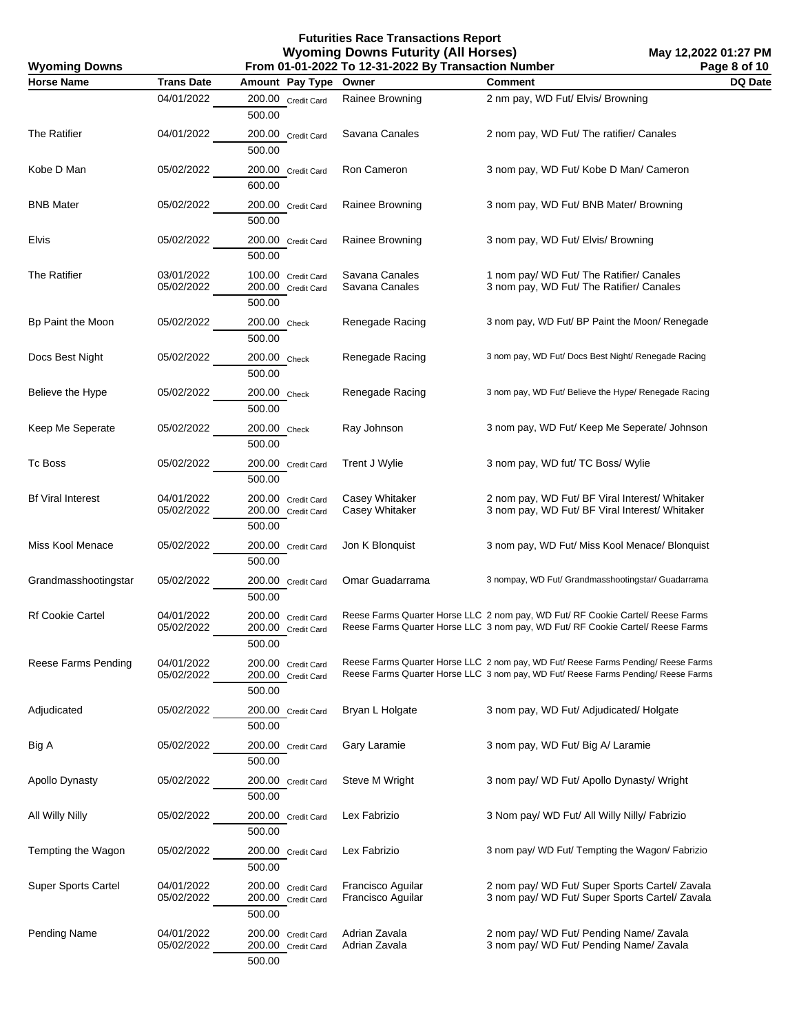# Futurities Race Transactions Report
## Wyoming Downs Futurity (All Horses)
### From 01-01-2022 To 12-31-2022 By Transaction Number

Wyoming Downs — May 12,2022 01:27 PM

| Horse Name | Trans Date | Amount | Pay Type | Owner | Comment | DQ Date |
|---|---|---|---|---|---|---|
| | 04/01/2022 | 200.00 | Credit Card | Rainee Browning | 2 nm pay, WD Fut/ Elvis/ Browning | |
| | | 500.00 | | | | |
| The Ratifier | 04/01/2022 | 200.00 | Credit Card | Savana Canales | 2 nom pay, WD Fut/ The ratifier/ Canales | |
| | | 500.00 | | | | |
| Kobe D Man | 05/02/2022 | 200.00 | Credit Card | Ron Cameron | 3 nom pay, WD Fut/ Kobe D Man/ Cameron | |
| | | 600.00 | | | | |
| BNB Mater | 05/02/2022 | 200.00 | Credit Card | Rainee Browning | 3 nom pay, WD Fut/ BNB Mater/ Browning | |
| | | 500.00 | | | | |
| Elvis | 05/02/2022 | 200.00 | Credit Card | Rainee Browning | 3 nom pay, WD Fut/ Elvis/ Browning | |
| | | 500.00 | | | | |
| The Ratifier | 03/01/2022 | 100.00 | Credit Card | Savana Canales | 1 nom pay/ WD Fut/ The Ratifier/ Canales | |
| | 05/02/2022 | 200.00 | Credit Card | Savana Canales | 3 nom pay, WD Fut/ The Ratifier/ Canales | |
| | | 500.00 | | | | |
| Bp Paint the Moon | 05/02/2022 | 200.00 | Check | Renegade Racing | 3 nom pay, WD Fut/ BP Paint the Moon/ Renegade | |
| | | 500.00 | | | | |
| Docs Best Night | 05/02/2022 | 200.00 | Check | Renegade Racing | 3 nom pay, WD Fut/ Docs Best Night/ Renegade Racing | |
| | | 500.00 | | | | |
| Believe the Hype | 05/02/2022 | 200.00 | Check | Renegade Racing | 3 nom pay, WD Fut/ Believe the Hype/ Renegade Racing | |
| | | 500.00 | | | | |
| Keep Me Seperate | 05/02/2022 | 200.00 | Check | Ray Johnson | 3 nom pay, WD Fut/ Keep Me Seperate/ Johnson | |
| | | 500.00 | | | | |
| Tc Boss | 05/02/2022 | 200.00 | Credit Card | Trent J Wylie | 3 nom pay, WD fut/ TC Boss/ Wylie | |
| | | 500.00 | | | | |
| Bf Viral Interest | 04/01/2022 | 200.00 | Credit Card | Casey Whitaker | 2 nom pay, WD Fut/ BF Viral Interest/ Whitaker | |
| | 05/02/2022 | 200.00 | Credit Card | Casey Whitaker | 3 nom pay, WD Fut/ BF Viral Interest/ Whitaker | |
| | | 500.00 | | | | |
| Miss Kool Menace | 05/02/2022 | 200.00 | Credit Card | Jon K Blonquist | 3 nom pay, WD Fut/ Miss Kool Menace/ Blonquist | |
| | | 500.00 | | | | |
| Grandmasshootingstar | 05/02/2022 | 200.00 | Credit Card | Omar Guadarrama | 3 nompay, WD Fut/ Grandmasshootingstar/ Guadarrama | |
| | | 500.00 | | | | |
| Rf Cookie Cartel | 04/01/2022 | 200.00 | Credit Card | Reese Farms Quarter Horse LLC | 2 nom pay, WD Fut/ RF Cookie Cartel/ Reese Farms | |
| | 05/02/2022 | 200.00 | Credit Card | Reese Farms Quarter Horse LLC | 3 nom pay, WD Fut/ RF Cookie Cartel/ Reese Farms | |
| | | 500.00 | | | | |
| Reese Farms Pending | 04/01/2022 | 200.00 | Credit Card | Reese Farms Quarter Horse LLC | 2 nom pay, WD Fut/ Reese Farms Pending/ Reese Farms | |
| | 05/02/2022 | 200.00 | Credit Card | Reese Farms Quarter Horse LLC | 3 nom pay, WD Fut/ Reese Farms Pending/ Reese Farms | |
| | | 500.00 | | | | |
| Adjudicated | 05/02/2022 | 200.00 | Credit Card | Bryan L Holgate | 3 nom pay, WD Fut/ Adjudicated/ Holgate | |
| | | 500.00 | | | | |
| Big A | 05/02/2022 | 200.00 | Credit Card | Gary Laramie | 3 nom pay, WD Fut/ Big A/ Laramie | |
| | | 500.00 | | | | |
| Apollo Dynasty | 05/02/2022 | 200.00 | Credit Card | Steve M Wright | 3 nom pay/ WD Fut/ Apollo Dynasty/ Wright | |
| | | 500.00 | | | | |
| All Willy Nilly | 05/02/2022 | 200.00 | Credit Card | Lex Fabrizio | 3 Nom pay/ WD Fut/ All Willy Nilly/ Fabrizio | |
| | | 500.00 | | | | |
| Tempting the Wagon | 05/02/2022 | 200.00 | Credit Card | Lex Fabrizio | 3 nom pay/ WD Fut/ Tempting the Wagon/ Fabrizio | |
| | | 500.00 | | | | |
| Super Sports Cartel | 04/01/2022 | 200.00 | Credit Card | Francisco Aguilar | 2 nom pay/ WD Fut/ Super Sports Cartel/ Zavala | |
| | 05/02/2022 | 200.00 | Credit Card | Francisco Aguilar | 3 nom pay/ WD Fut/ Super Sports Cartel/ Zavala | |
| | | 500.00 | | | | |
| Pending Name | 04/01/2022 | 200.00 | Credit Card | Adrian Zavala | 2 nom pay/ WD Fut/ Pending Name/ Zavala | |
| | 05/02/2022 | 200.00 | Credit Card | Adrian Zavala | 3 nom pay/ WD Fut/ Pending Name/ Zavala | |
| | | 500.00 | | | | |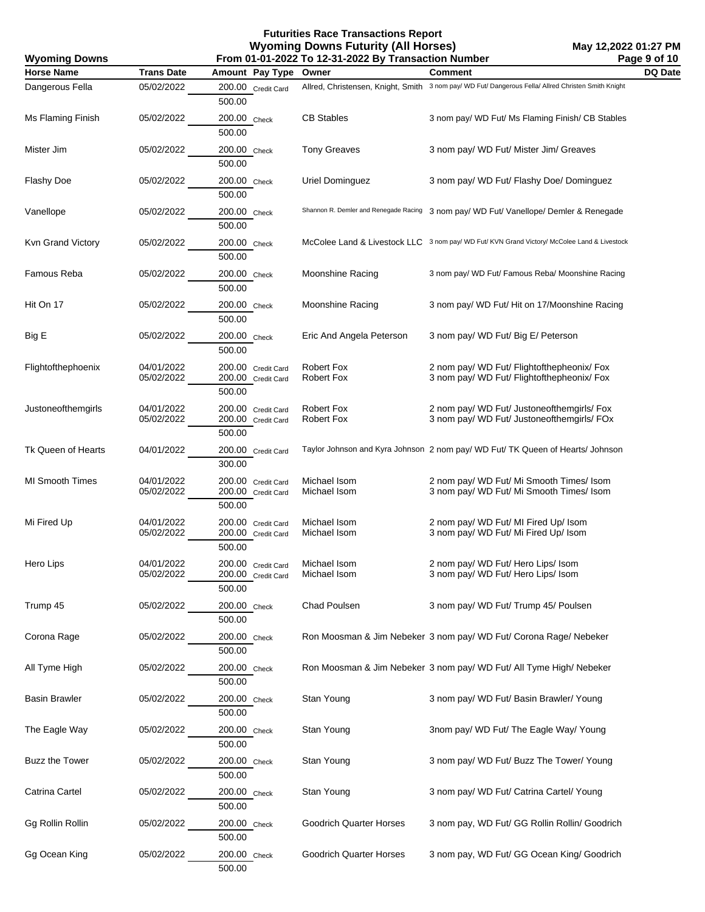# Futurities Race Transactions Report

## Wyoming Downs Futurity (All Horses)

**Wyoming Downs** — From 01-01-2022 To 12-31-2022 By Transaction Number — May 12,2022 01:27 PM

| Horse Name | Trans Date | Amount | Pay Type | Owner | Comment | DQ Date |
|---|---|---|---|---|---|---|
| Dangerous Fella | 05/02/2022 | 200.00 | Credit Card | Allred, Christensen, Knight, Smith | 3 nom pay/ WD Fut/ Dangerous Fella/ Allred Christen Smith Knight | |
| | | 500.00 | | | | |
| Ms Flaming Finish | 05/02/2022 | 200.00 | Check | CB Stables | 3 nom pay/ WD Fut/ Ms Flaming Finish/ CB Stables | |
| | | 500.00 | | | | |
| Mister Jim | 05/02/2022 | 200.00 | Check | Tony Greaves | 3 nom pay/ WD Fut/ Mister Jim/ Greaves | |
| | | 500.00 | | | | |
| Flashy Doe | 05/02/2022 | 200.00 | Check | Uriel Dominguez | 3 nom pay/ WD Fut/ Flashy Doe/ Dominguez | |
| | | 500.00 | | | | |
| Vanellope | 05/02/2022 | 200.00 | Check | Shannon R. Demler and Renegade Racing | 3 nom pay/ WD Fut/ Vanellope/ Demler & Renegade | |
| | | 500.00 | | | | |
| Kvn Grand Victory | 05/02/2022 | 200.00 | Check | McColee Land & Livestock LLC | 3 nom pay/ WD Fut/ KVN Grand Victory/ McColee Land & Livestock | |
| | | 500.00 | | | | |
| Famous Reba | 05/02/2022 | 200.00 | Check | Moonshine Racing | 3 nom pay/ WD Fut/ Famous Reba/ Moonshine Racing | |
| | | 500.00 | | | | |
| Hit On 17 | 05/02/2022 | 200.00 | Check | Moonshine Racing | 3 nom pay/ WD Fut/ Hit on 17/Moonshine Racing | |
| | | 500.00 | | | | |
| Big E | 05/02/2022 | 200.00 | Check | Eric And Angela Peterson | 3 nom pay/ WD Fut/ Big E/ Peterson | |
| | | 500.00 | | | | |
| Flightofthephoenix | 04/01/2022 | 200.00 | Credit Card | Robert Fox | 2 nom pay/ WD Fut/ Flightofthepheonix/ Fox | |
| | 05/02/2022 | 200.00 | Credit Card | Robert Fox | 3 nom pay/ WD Fut/ Flightofthepheonix/ Fox | |
| | | 500.00 | | | | |
| Justoneofthemgirls | 04/01/2022 | 200.00 | Credit Card | Robert Fox | 2 nom pay/ WD Fut/ Justoneofthemgirls/ Fox | |
| | 05/02/2022 | 200.00 | Credit Card | Robert Fox | 3 nom pay/ WD Fut/ Justoneofthemgirls/ FOx | |
| | | 500.00 | | | | |
| Tk Queen of Hearts | 04/01/2022 | 200.00 | Credit Card | Taylor Johnson and Kyra Johnson | 2 nom pay/ WD Fut/ TK Queen of Hearts/ Johnson | |
| | | 300.00 | | | | |
| MI Smooth Times | 04/01/2022 | 200.00 | Credit Card | Michael Isom | 2 nom pay/ WD Fut/ Mi Smooth Times/ Isom | |
| | 05/02/2022 | 200.00 | Credit Card | Michael Isom | 3 nom pay/ WD Fut/ Mi Smooth Times/ Isom | |
| | | 500.00 | | | | |
| Mi Fired Up | 04/01/2022 | 200.00 | Credit Card | Michael Isom | 2 nom pay/ WD Fut/ MI Fired Up/ Isom | |
| | 05/02/2022 | 200.00 | Credit Card | Michael Isom | 3 nom pay/ WD Fut/ Mi Fired Up/ Isom | |
| | | 500.00 | | | | |
| Hero Lips | 04/01/2022 | 200.00 | Credit Card | Michael Isom | 2 nom pay/ WD Fut/ Hero Lips/ Isom | |
| | 05/02/2022 | 200.00 | Credit Card | Michael Isom | 3 nom pay/ WD Fut/ Hero Lips/ Isom | |
| | | 500.00 | | | | |
| Trump 45 | 05/02/2022 | 200.00 | Check | Chad Poulsen | 3 nom pay/ WD Fut/ Trump 45/ Poulsen | |
| | | 500.00 | | | | |
| Corona Rage | 05/02/2022 | 200.00 | Check | Ron Moosman & Jim Nebeker | 3 nom pay/ WD Fut/ Corona Rage/ Nebeker | |
| | | 500.00 | | | | |
| All Tyme High | 05/02/2022 | 200.00 | Check | Ron Moosman & Jim Nebeker | 3 nom pay/ WD Fut/ All Tyme High/ Nebeker | |
| | | 500.00 | | | | |
| Basin Brawler | 05/02/2022 | 200.00 | Check | Stan Young | 3 nom pay/ WD Fut/ Basin Brawler/ Young | |
| | | 500.00 | | | | |
| The Eagle Way | 05/02/2022 | 200.00 | Check | Stan Young | 3nom pay/ WD Fut/ The Eagle Way/ Young | |
| | | 500.00 | | | | |
| Buzz the Tower | 05/02/2022 | 200.00 | Check | Stan Young | 3 nom pay/ WD Fut/ Buzz The Tower/ Young | |
| | | 500.00 | | | | |
| Catrina Cartel | 05/02/2022 | 200.00 | Check | Stan Young | 3 nom pay/ WD Fut/ Catrina Cartel/ Young | |
| | | 500.00 | | | | |
| Gg Rollin Rollin | 05/02/2022 | 200.00 | Check | Goodrich Quarter Horses | 3 nom pay, WD Fut/ GG Rollin Rollin/ Goodrich | |
| | | 500.00 | | | | |
| Gg Ocean King | 05/02/2022 | 200.00 | Check | Goodrich Quarter Horses | 3 nom pay, WD Fut/ GG Ocean King/ Goodrich | |
| | | 500.00 | | | | |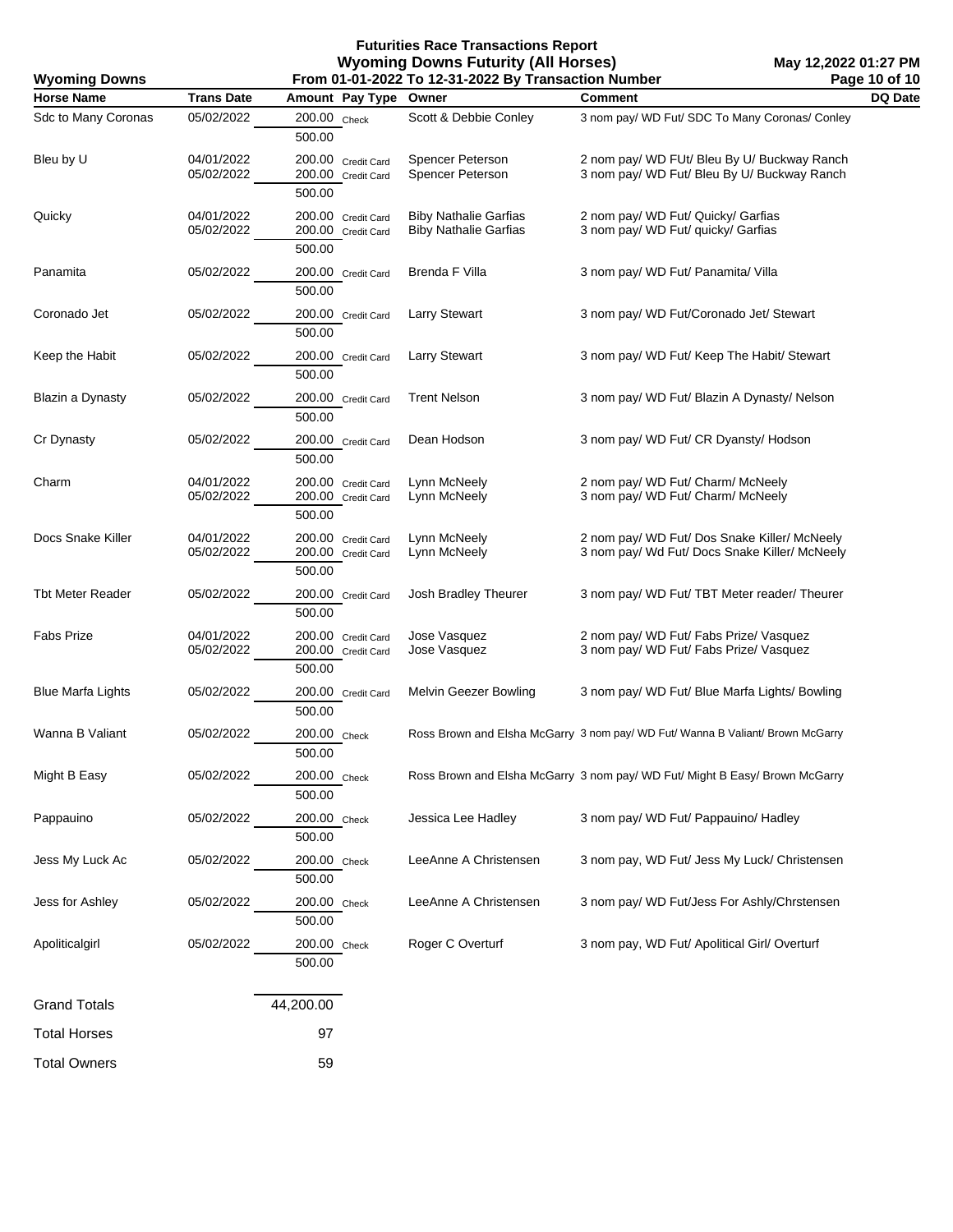# Futurities Race Transactions Report

## Wyoming Downs Futurity (All Horses)

**Wyoming Downs** — From 01-01-2022 To 12-31-2022 By Transaction Number — May 12,2022 01:27 PM

| Horse Name | Trans Date | Amount | Pay Type | Owner | Comment | DQ Date |
|---|---|---|---|---|---|---|
| Sdc to Many Coronas | 05/02/2022 | 200.00 | Check | Scott & Debbie Conley | 3 nom pay/ WD Fut/ SDC To Many Coronas/ Conley | |
| | | 500.00 | | | | |
| Bleu by U | 04/01/2022 | 200.00 | Credit Card | Spencer Peterson | 2 nom pay/ WD FUt/ Bleu By U/ Buckway Ranch | |
| | 05/02/2022 | 200.00 | Credit Card | Spencer Peterson | 3 nom pay/ WD Fut/ Bleu By U/ Buckway Ranch | |
| | | 500.00 | | | | |
| Quicky | 04/01/2022 | 200.00 | Credit Card | Biby Nathalie Garfias | 2 nom pay/ WD Fut/ Quicky/ Garfias | |
| | 05/02/2022 | 200.00 | Credit Card | Biby Nathalie Garfias | 3 nom pay/ WD Fut/ quicky/ Garfias | |
| | | 500.00 | | | | |
| Panamita | 05/02/2022 | 200.00 | Credit Card | Brenda F Villa | 3 nom pay/ WD Fut/ Panamita/ Villa | |
| | | 500.00 | | | | |
| Coronado Jet | 05/02/2022 | 200.00 | Credit Card | Larry Stewart | 3 nom pay/ WD Fut/Coronado Jet/ Stewart | |
| | | 500.00 | | | | |
| Keep the Habit | 05/02/2022 | 200.00 | Credit Card | Larry Stewart | 3 nom pay/ WD Fut/ Keep The Habit/ Stewart | |
| | | 500.00 | | | | |
| Blazin a Dynasty | 05/02/2022 | 200.00 | Credit Card | Trent Nelson | 3 nom pay/ WD Fut/ Blazin A Dynasty/ Nelson | |
| | | 500.00 | | | | |
| Cr Dynasty | 05/02/2022 | 200.00 | Credit Card | Dean Hodson | 3 nom pay/ WD Fut/ CR Dyansty/ Hodson | |
| | | 500.00 | | | | |
| Charm | 04/01/2022 | 200.00 | Credit Card | Lynn McNeely | 2 nom pay/ WD Fut/ Charm/ McNeely | |
| | 05/02/2022 | 200.00 | Credit Card | Lynn McNeely | 3 nom pay/ WD Fut/ Charm/ McNeely | |
| | | 500.00 | | | | |
| Docs Snake Killer | 04/01/2022 | 200.00 | Credit Card | Lynn McNeely | 2 nom pay/ WD Fut/ Dos Snake Killer/ McNeely | |
| | 05/02/2022 | 200.00 | Credit Card | Lynn McNeely | 3 nom pay/ Wd Fut/ Docs Snake Killer/ McNeely | |
| | | 500.00 | | | | |
| Tbt Meter Reader | 05/02/2022 | 200.00 | Credit Card | Josh Bradley Theurer | 3 nom pay/ WD Fut/ TBT Meter reader/ Theurer | |
| | | 500.00 | | | | |
| Fabs Prize | 04/01/2022 | 200.00 | Credit Card | Jose Vasquez | 2 nom pay/ WD Fut/ Fabs Prize/ Vasquez | |
| | 05/02/2022 | 200.00 | Credit Card | Jose Vasquez | 3 nom pay/ WD Fut/ Fabs Prize/ Vasquez | |
| | | 500.00 | | | | |
| Blue Marfa Lights | 05/02/2022 | 200.00 | Credit Card | Melvin Geezer Bowling | 3 nom pay/ WD Fut/ Blue Marfa Lights/ Bowling | |
| | | 500.00 | | | | |
| Wanna B Valiant | 05/02/2022 | 200.00 | Check | Ross Brown and Elsha McGarry | 3 nom pay/ WD Fut/ Wanna B Valiant/ Brown McGarry | |
| | | 500.00 | | | | |
| Might B Easy | 05/02/2022 | 200.00 | Check | Ross Brown and Elsha McGarry | 3 nom pay/ WD Fut/ Might B Easy/ Brown McGarry | |
| | | 500.00 | | | | |
| Pappauino | 05/02/2022 | 200.00 | Check | Jessica Lee Hadley | 3 nom pay/ WD Fut/ Pappauino/ Hadley | |
| | | 500.00 | | | | |
| Jess My Luck Ac | 05/02/2022 | 200.00 | Check | LeeAnne A Christensen | 3 nom pay, WD Fut/ Jess My Luck/ Christensen | |
| | | 500.00 | | | | |
| Jess for Ashley | 05/02/2022 | 200.00 | Check | LeeAnne A Christensen | 3 nom pay/ WD Fut/Jess For Ashly/Chrstensen | |
| | | 500.00 | | | | |
| Apoliticalgirl | 05/02/2022 | 200.00 | Check | Roger C Overturf | 3 nom pay, WD Fut/ Apolitical Girl/ Overturf | |
| | | 500.00 | | | | |

| | |
|---|---|
| Grand Totals | 44,200.00 |
| Total Horses | 97 |
| Total Owners | 59 |